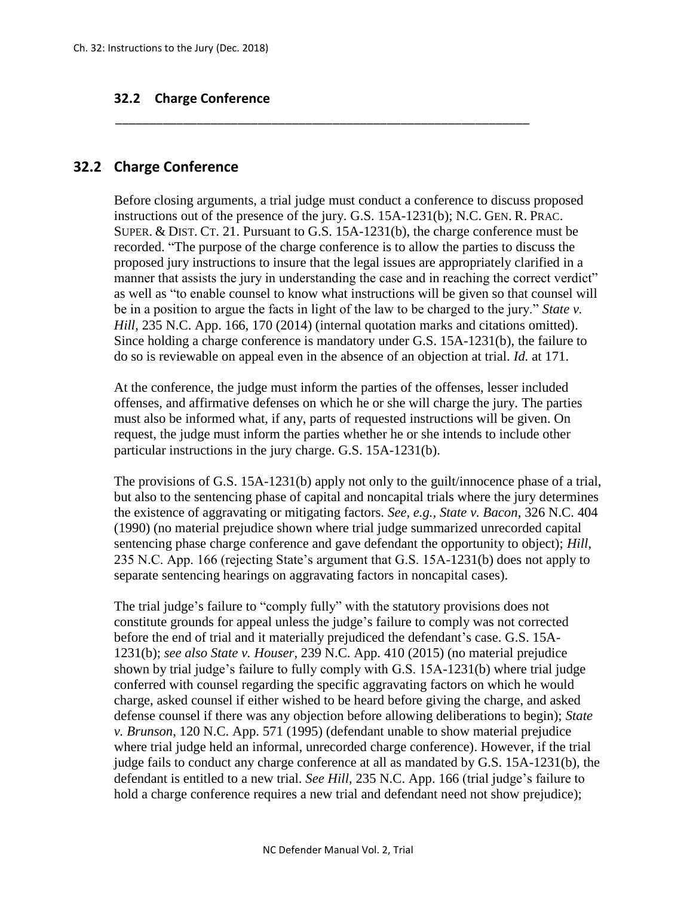## 32.2 Charge Conference

---

## 32.2 Charge Conference

Before closing arguments, a trial judge must conduct a conference to discuss proposed instructions out of the presence of the jury. G.S. 15A-1231(b); N.C. GEN. R. PRAC. SUPER. & DIST. CT. 21. Pursuant to G.S. 15A-1231(b), the charge conference must be recorded. "The purpose of the charge conference is to allow the parties to discuss the proposed jury instructions to insure that the legal issues are appropriately clarified in a manner that assists the jury in understanding the case and in reaching the correct verdict" as well as "to enable counsel to know what instructions will be given so that counsel will be in a position to argue the facts in light of the law to be charged to the jury." *State v. Hill*, 235 N.C. App. 166, 170 (2014) (internal quotation marks and citations omitted). Since holding a charge conference is mandatory under G.S. 15A-1231(b), the failure to do so is reviewable on appeal even in the absence of an objection at trial. *Id.* at 171.

At the conference, the judge must inform the parties of the offenses, lesser included offenses, and affirmative defenses on which he or she will charge the jury. The parties must also be informed what, if any, parts of requested instructions will be given. On request, the judge must inform the parties whether he or she intends to include other particular instructions in the jury charge. G.S. 15A-1231(b).

The provisions of G.S. 15A-1231(b) apply not only to the guilt/innocence phase of a trial, but also to the sentencing phase of capital and noncapital trials where the jury determines the existence of aggravating or mitigating factors. *See, e.g.*, *State v. Bacon*, 326 N.C. 404 (1990) (no material prejudice shown where trial judge summarized unrecorded capital sentencing phase charge conference and gave defendant the opportunity to object); *Hill*, 235 N.C. App. 166 (rejecting State's argument that G.S. 15A-1231(b) does not apply to separate sentencing hearings on aggravating factors in noncapital cases).

The trial judge's failure to "comply fully" with the statutory provisions does not constitute grounds for appeal unless the judge's failure to comply was not corrected before the end of trial and it materially prejudiced the defendant's case. G.S. 15A-1231(b); *see also State v. Houser*, 239 N.C. App. 410 (2015) (no material prejudice shown by trial judge's failure to fully comply with G.S. 15A-1231(b) where trial judge conferred with counsel regarding the specific aggravating factors on which he would charge, asked counsel if either wished to be heard before giving the charge, and asked defense counsel if there was any objection before allowing deliberations to begin); *State v. Brunson*, 120 N.C. App. 571 (1995) (defendant unable to show material prejudice where trial judge held an informal, unrecorded charge conference). However, if the trial judge fails to conduct any charge conference at all as mandated by G.S. 15A-1231(b), the defendant is entitled to a new trial. *See Hill*, 235 N.C. App. 166 (trial judge's failure to hold a charge conference requires a new trial and defendant need not show prejudice);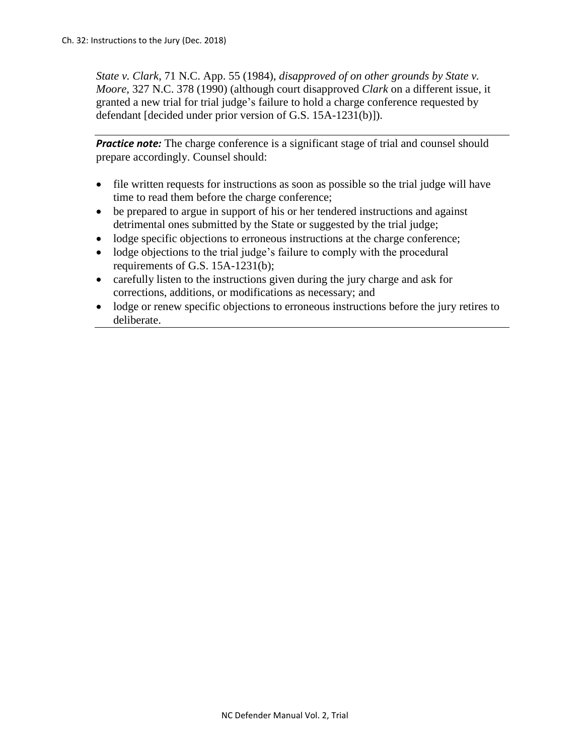*State v. Clark*, 71 N.C. App. 55 (1984), *disapproved of on other grounds by State v. Moore*, 327 N.C. 378 (1990) (although court disapproved *Clark* on a different issue, it granted a new trial for trial judge's failure to hold a charge conference requested by defendant [decided under prior version of G.S. 15A-1231(b)]).

---

***Practice note:*** The charge conference is a significant stage of trial and counsel should prepare accordingly. Counsel should:

- file written requests for instructions as soon as possible so the trial judge will have time to read them before the charge conference;
- be prepared to argue in support of his or her tendered instructions and against detrimental ones submitted by the State or suggested by the trial judge;
- lodge specific objections to erroneous instructions at the charge conference;
- lodge objections to the trial judge's failure to comply with the procedural requirements of G.S. 15A-1231(b);
- carefully listen to the instructions given during the jury charge and ask for corrections, additions, or modifications as necessary; and
- lodge or renew specific objections to erroneous instructions before the jury retires to deliberate.

---